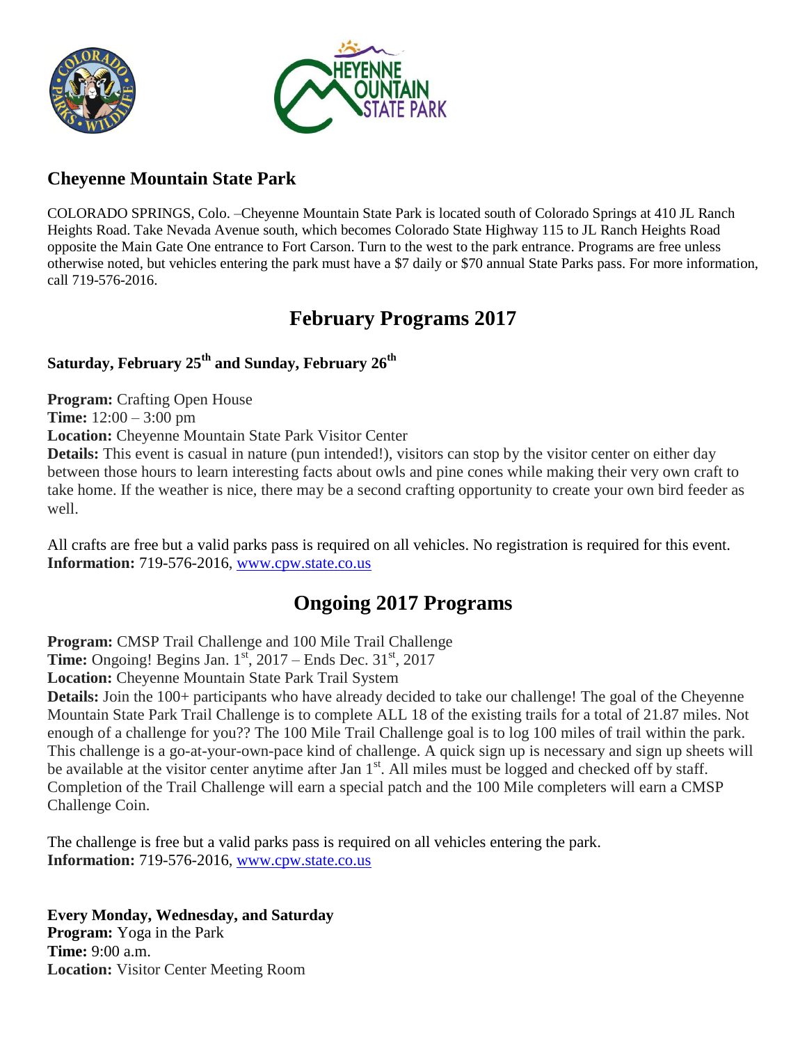## Cheyenne Mountain State Park

COLORADO SPRINGS, Colo. –Cheyenne Mountain State Park is located south of Colorado Springs at 410 JL Ranch Heights Road. Take Nevada Avenue south, which becomes Colorado State Highway 115 to JL Ranch Heights Road opposite the Main Gate One entrance to Fort Carson. Turn to the west to the park entrance. Programs are free unless otherwise noted, but vehicles entering the park must have a $7 daily or $70 annual State Parks pass. For more information, call 719-576-2016.

# February Programs 2017

### Saturday, February 25th and Sunday, February 26th

**Program:** Crafting Open House
**Time:** 12:00 – 3:00 pm
**Location:** Cheyenne Mountain State Park Visitor Center
**Details:** This event is casual in nature (pun intended!), visitors can stop by the visitor center on either day between those hours to learn interesting facts about owls and pine cones while making their very own craft to take home. If the weather is nice, there may be a second crafting opportunity to create your own bird feeder as well.

All crafts are free but a valid parks pass is required on all vehicles. No registration is required for this event.
**Information:** 719-576-2016, www.cpw.state.co.us

# Ongoing 2017 Programs

**Program:** CMSP Trail Challenge and 100 Mile Trail Challenge
**Time:** Ongoing! Begins Jan. 1st, 2017 – Ends Dec. 31st, 2017
**Location:** Cheyenne Mountain State Park Trail System
**Details:** Join the 100+ participants who have already decided to take our challenge! The goal of the Cheyenne Mountain State Park Trail Challenge is to complete ALL 18 of the existing trails for a total of 21.87 miles. Not enough of a challenge for you?? The 100 Mile Trail Challenge goal is to log 100 miles of trail within the park. This challenge is a go-at-your-own-pace kind of challenge. A quick sign up is necessary and sign up sheets will be available at the visitor center anytime after Jan 1st. All miles must be logged and checked off by staff. Completion of the Trail Challenge will earn a special patch and the 100 Mile completers will earn a CMSP Challenge Coin.

The challenge is free but a valid parks pass is required on all vehicles entering the park.
**Information:** 719-576-2016, www.cpw.state.co.us

**Every Monday, Wednesday, and Saturday**
**Program:** Yoga in the Park
**Time:** 9:00 a.m.
**Location:** Visitor Center Meeting Room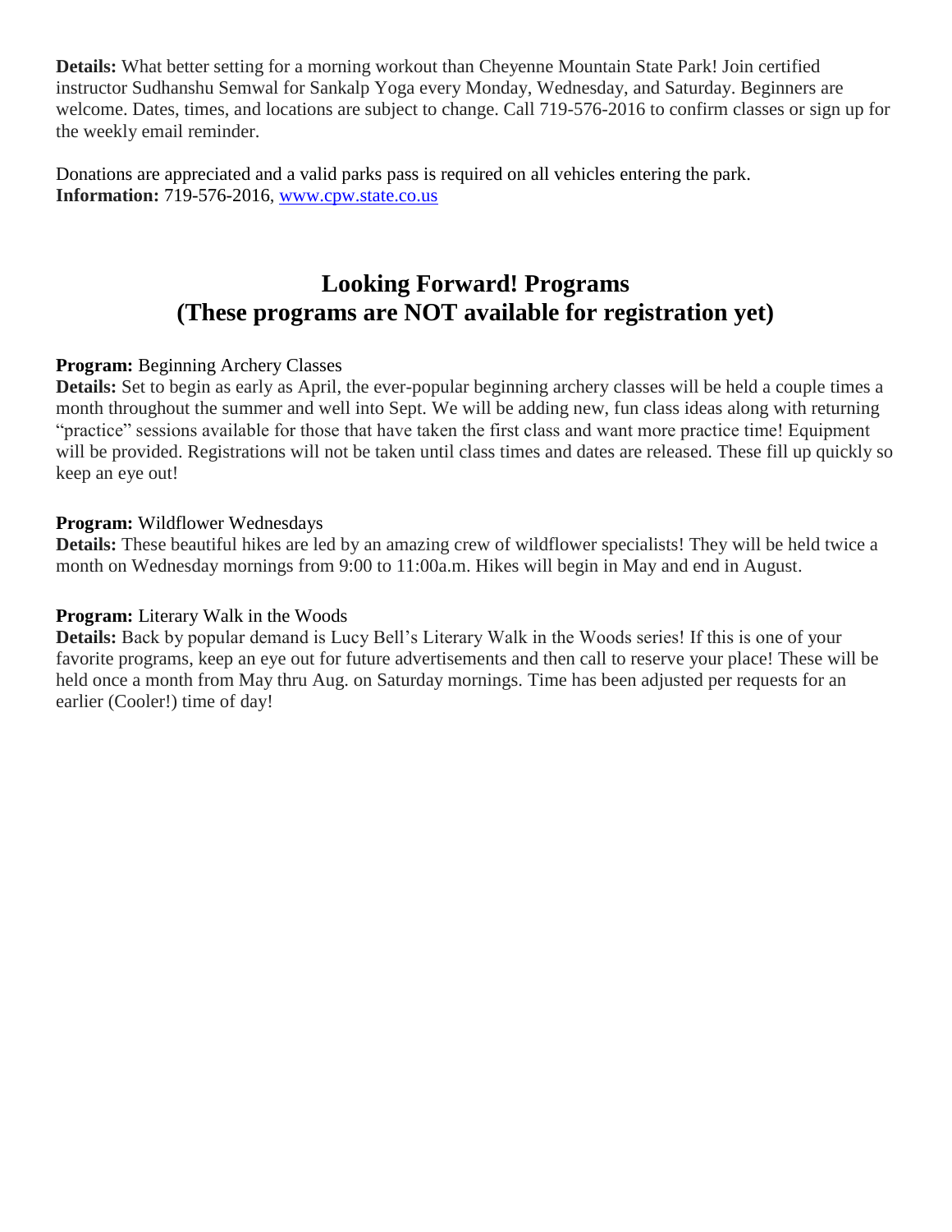**Details:** What better setting for a morning workout than Cheyenne Mountain State Park! Join certified instructor Sudhanshu Semwal for Sankalp Yoga every Monday, Wednesday, and Saturday. Beginners are welcome. Dates, times, and locations are subject to change. Call 719-576-2016 to confirm classes or sign up for the weekly email reminder.

Donations are appreciated and a valid parks pass is required on all vehicles entering the park.
**Information:** 719-576-2016, [www.cpw.state.co.us](www.cpw.state.co.us)

## Looking Forward! Programs
## (These programs are NOT available for registration yet)

**Program:** Beginning Archery Classes
**Details:** Set to begin as early as April, the ever-popular beginning archery classes will be held a couple times a month throughout the summer and well into Sept. We will be adding new, fun class ideas along with returning "practice" sessions available for those that have taken the first class and want more practice time! Equipment will be provided. Registrations will not be taken until class times and dates are released. These fill up quickly so keep an eye out!

**Program:** Wildflower Wednesdays
**Details:** These beautiful hikes are led by an amazing crew of wildflower specialists! They will be held twice a month on Wednesday mornings from 9:00 to 11:00a.m. Hikes will begin in May and end in August.

**Program:** Literary Walk in the Woods
**Details:** Back by popular demand is Lucy Bell's Literary Walk in the Woods series! If this is one of your favorite programs, keep an eye out for future advertisements and then call to reserve your place! These will be held once a month from May thru Aug. on Saturday mornings. Time has been adjusted per requests for an earlier (Cooler!) time of day!